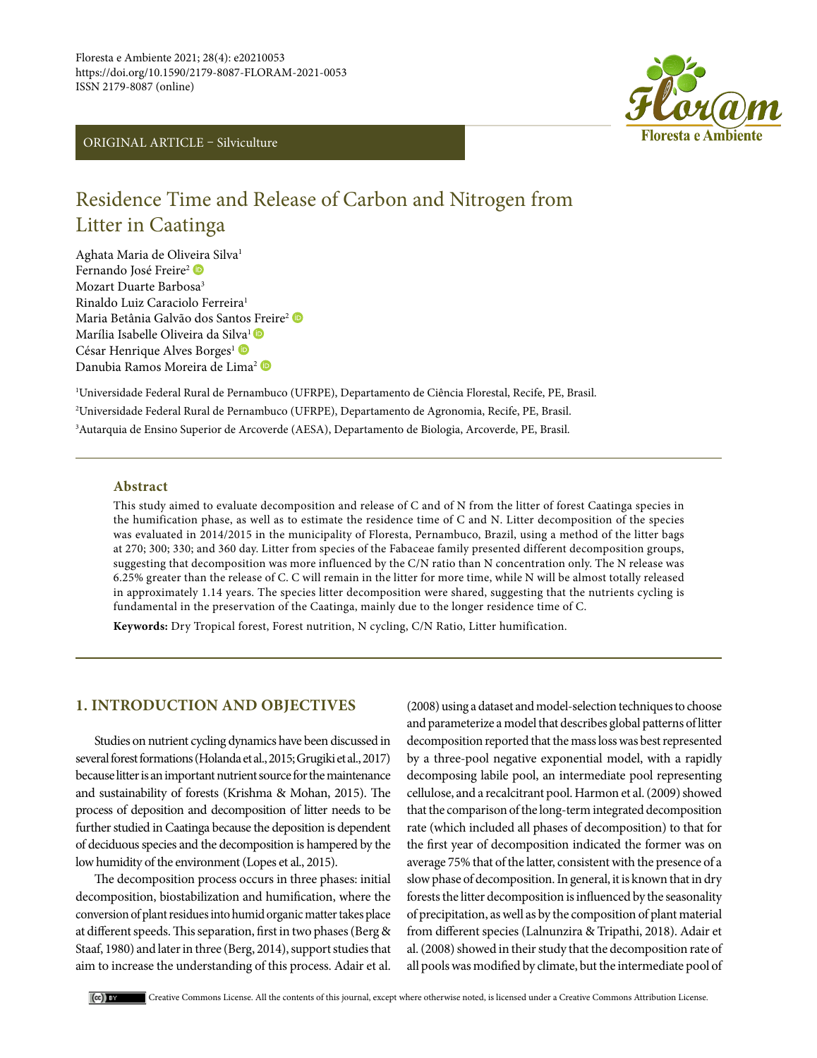Floresta e Ambiente 2021; 28(4): e20210053
https://doi.org/10.1590/2179-8087-FLORAM-2021-0053
ISSN 2179-8087 (online)

ORIGINAL ARTICLE – Silviculture

# Residence Time and Release of Carbon and Nitrogen from Litter in Caatinga

Aghata Maria de Oliveira Silva[1]
Fernando José Freire[2]
Mozart Duarte Barbosa[3]
Rinaldo Luiz Caraciolo Ferreira[1]
Maria Betânia Galvão dos Santos Freire[2]
Marília Isabelle Oliveira da Silva[1]
César Henrique Alves Borges[1]
Danubia Ramos Moreira de Lima[2]

[1]Universidade Federal Rural de Pernambuco (UFRPE), Departamento de Ciência Florestal, Recife, PE, Brasil.
[2]Universidade Federal Rural de Pernambuco (UFRPE), Departamento de Agronomia, Recife, PE, Brasil.
[3]Autarquia de Ensino Superior de Arcoverde (AESA), Departamento de Biologia, Arcoverde, PE, Brasil.

## Abstract

This study aimed to evaluate decomposition and release of C and of N from the litter of forest Caatinga species in the humification phase, as well as to estimate the residence time of C and N. Litter decomposition of the species was evaluated in 2014/2015 in the municipality of Floresta, Pernambuco, Brazil, using a method of the litter bags at 270; 300; 330; and 360 day. Litter from species of the Fabaceae family presented different decomposition groups, suggesting that decomposition was more influenced by the C/N ratio than N concentration only. The N release was 6.25% greater than the release of C. C will remain in the litter for more time, while N will be almost totally released in approximately 1.14 years. The species litter decomposition were shared, suggesting that the nutrients cycling is fundamental in the preservation of the Caatinga, mainly due to the longer residence time of C.

**Keywords:** Dry Tropical forest, Forest nutrition, N cycling, C/N Ratio, Litter humification.

## 1. INTRODUCTION AND OBJECTIVES

Studies on nutrient cycling dynamics have been discussed in several forest formations (Holanda et al., 2015; Grugiki et al., 2017) because litter is an important nutrient source for the maintenance and sustainability of forests (Krishma & Mohan, 2015). The process of deposition and decomposition of litter needs to be further studied in Caatinga because the deposition is dependent of deciduous species and the decomposition is hampered by the low humidity of the environment (Lopes et al., 2015).

The decomposition process occurs in three phases: initial decomposition, biostabilization and humification, where the conversion of plant residues into humid organic matter takes place at different speeds. This separation, first in two phases (Berg & Staaf, 1980) and later in three (Berg, 2014), support studies that aim to increase the understanding of this process. Adair et al. (2008) using a dataset and model-selection techniques to choose and parameterize a model that describes global patterns of litter decomposition reported that the mass loss was best represented by a three-pool negative exponential model, with a rapidly decomposing labile pool, an intermediate pool representing cellulose, and a recalcitrant pool. Harmon et al. (2009) showed that the comparison of the long-term integrated decomposition rate (which included all phases of decomposition) to that for the first year of decomposition indicated the former was on average 75% that of the latter, consistent with the presence of a slow phase of decomposition. In general, it is known that in dry forests the litter decomposition is influenced by the seasonality of precipitation, as well as by the composition of plant material from different species (Lalnunzira & Tripathi, 2018). Adair et al. (2008) showed in their study that the decomposition rate of all pools was modified by climate, but the intermediate pool of

Creative Commons License. All the contents of this journal, except where otherwise noted, is licensed under a Creative Commons Attribution License.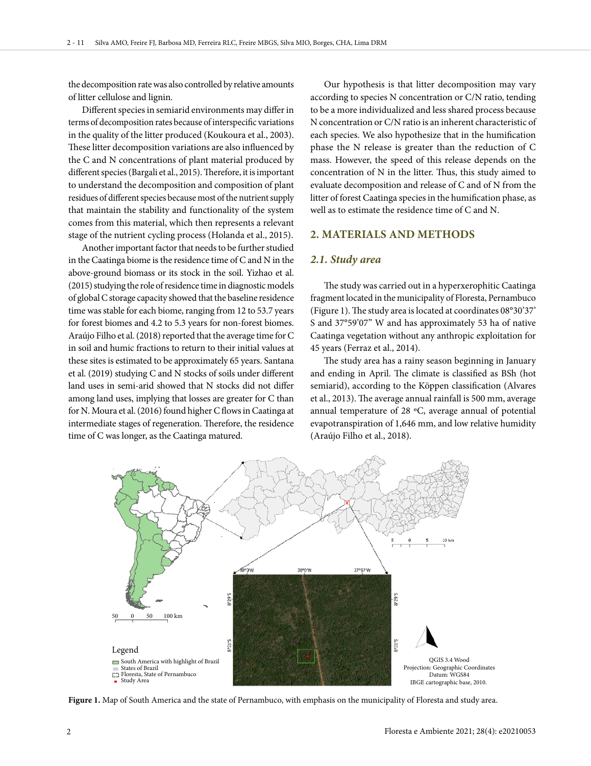the decomposition rate was also controlled by relative amounts of litter cellulose and lignin.

Different species in semiarid environments may differ in terms of decomposition rates because of interspecific variations in the quality of the litter produced (Koukoura et al., 2003). These litter decomposition variations are also influenced by the C and N concentrations of plant material produced by different species (Bargali et al., 2015). Therefore, it is important to understand the decomposition and composition of plant residues of different species because most of the nutrient supply that maintain the stability and functionality of the system comes from this material, which then represents a relevant stage of the nutrient cycling process (Holanda et al., 2015).

Another important factor that needs to be further studied in the Caatinga biome is the residence time of C and N in the above-ground biomass or its stock in the soil. Yizhao et al. (2015) studying the role of residence time in diagnostic models of global C storage capacity showed that the baseline residence time was stable for each biome, ranging from 12 to 53.7 years for forest biomes and 4.2 to 5.3 years for non-forest biomes. Araújo Filho et al. (2018) reported that the average time for C in soil and humic fractions to return to their initial values at these sites is estimated to be approximately 65 years. Santana et al. (2019) studying C and N stocks of soils under different land uses in semi-arid showed that N stocks did not differ among land uses, implying that losses are greater for C than for N. Moura et al. (2016) found higher C flows in Caatinga at intermediate stages of regeneration. Therefore, the residence time of C was longer, as the Caatinga matured.

Our hypothesis is that litter decomposition may vary according to species N concentration or C/N ratio, tending to be a more individualized and less shared process because N concentration or C/N ratio is an inherent characteristic of each species. We also hypothesize that in the humification phase the N release is greater than the reduction of C mass. However, the speed of this release depends on the concentration of N in the litter. Thus, this study aimed to evaluate decomposition and release of C and of N from the litter of forest Caatinga species in the humification phase, as well as to estimate the residence time of C and N.

## 2. MATERIALS AND METHODS

### *2.1. Study area*

The study was carried out in a hyperxerophitic Caatinga fragment located in the municipality of Floresta, Pernambuco (Figure 1). The study area is located at coordinates 08°30'37' S and 37°59'07" W and has approximately 53 ha of native Caatinga vegetation without any anthropic exploitation for 45 years (Ferraz et al., 2014).

The study area has a rainy season beginning in January and ending in April. The climate is classified as BSh (hot semiarid), according to the Köppen classification (Alvares et al., 2013). The average annual rainfall is 500 mm, average annual temperature of 28 ºC, average annual of potential evapotranspiration of 1,646 mm, and low relative humidity (Araújo Filho et al., 2018).

**Figure 1.** Map of South America and the state of Pernambuco, with emphasis on the municipality of Floresta and study area.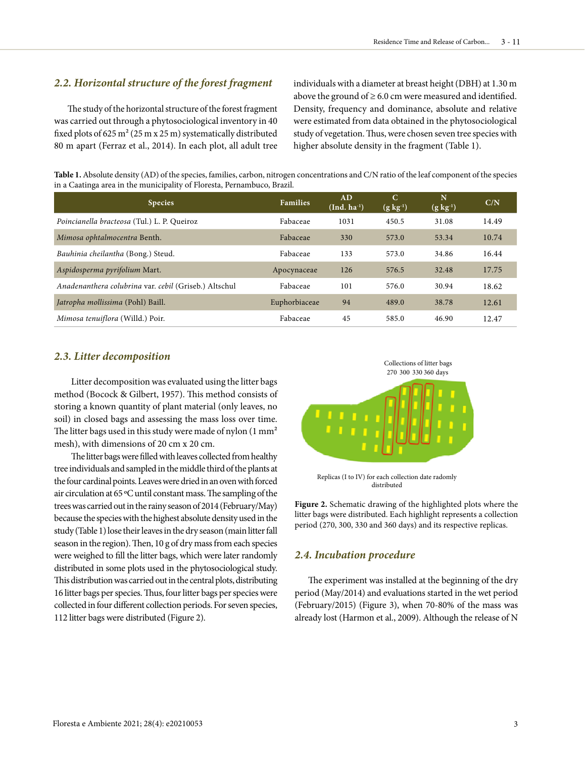## 2.2. Horizontal structure of the forest fragment

The study of the horizontal structure of the forest fragment was carried out through a phytosociological inventory in 40 fixed plots of 625 m² (25 m x 25 m) systematically distributed 80 m apart (Ferraz et al., 2014). In each plot, all adult tree individuals with a diameter at breast height (DBH) at 1.30 m above the ground of ≥ 6.0 cm were measured and identified. Density, frequency and dominance, absolute and relative were estimated from data obtained in the phytosociological study of vegetation. Thus, were chosen seven tree species with higher absolute density in the fragment (Table 1).

**Table 1.** Absolute density (AD) of the species, families, carbon, nitrogen concentrations and C/N ratio of the leaf component of the species in a Caatinga area in the municipality of Floresta, Pernambuco, Brazil.

| Species | Families | AD (Ind. ha$^{-1}$) | C (g kg$^{-1}$) | N (g kg$^{-1}$) | C/N |
|---|---|---|---|---|---|
| *Poincianella bracteosa* (Tul.) L. P. Queiroz | Fabaceae | 1031 | 450.5 | 31.08 | 14.49 |
| *Mimosa ophtalmocentra* Benth. | Fabaceae | 330 | 573.0 | 53.34 | 10.74 |
| *Bauhinia cheilantha* (Bong.) Steud. | Fabaceae | 133 | 573.0 | 34.86 | 16.44 |
| *Aspidosperma pyrifolium* Mart. | Apocynaceae | 126 | 576.5 | 32.48 | 17.75 |
| *Anadenanthera colubrina* var. *cebil* (Griseb.) Altschul | Fabaceae | 101 | 576.0 | 30.94 | 18.62 |
| *Jatropha mollissima* (Pohl) Baill. | Euphorbiaceae | 94 | 489.0 | 38.78 | 12.61 |
| *Mimosa tenuiflora* (Willd.) Poir. | Fabaceae | 45 | 585.0 | 46.90 | 12.47 |

## 2.3. Litter decomposition

Litter decomposition was evaluated using the litter bags method (Bocock & Gilbert, 1957). This method consists of storing a known quantity of plant material (only leaves, no soil) in closed bags and assessing the mass loss over time. The litter bags used in this study were made of nylon (1 mm² mesh), with dimensions of 20 cm x 20 cm.

The litter bags were filled with leaves collected from healthy tree individuals and sampled in the middle third of the plants at the four cardinal points. Leaves were dried in an oven with forced air circulation at 65 ºC until constant mass. The sampling of the trees was carried out in the rainy season of 2014 (February/May) because the species with the highest absolute density used in the study (Table 1) lose their leaves in the dry season (main litter fall season in the region). Then, 10 g of dry mass from each species were weighed to fill the litter bags, which were later randomly distributed in some plots used in the phytosociological study. This distribution was carried out in the central plots, distributing 16 litter bags per species. Thus, four litter bags per species were collected in four different collection periods. For seven species, 112 litter bags were distributed (Figure 2).

Collections of litter bags
270 300 330 360 days

Replicas (I to IV) for each collection date radomly distributed

**Figure 2.** Schematic drawing of the highlighted plots where the litter bags were distributed. Each highlight represents a collection period (270, 300, 330 and 360 days) and its respective replicas.

## 2.4. Incubation procedure

The experiment was installed at the beginning of the dry period (May/2014) and evaluations started in the wet period (February/2015) (Figure 3), when 70-80% of the mass was already lost (Harmon et al., 2009). Although the release of N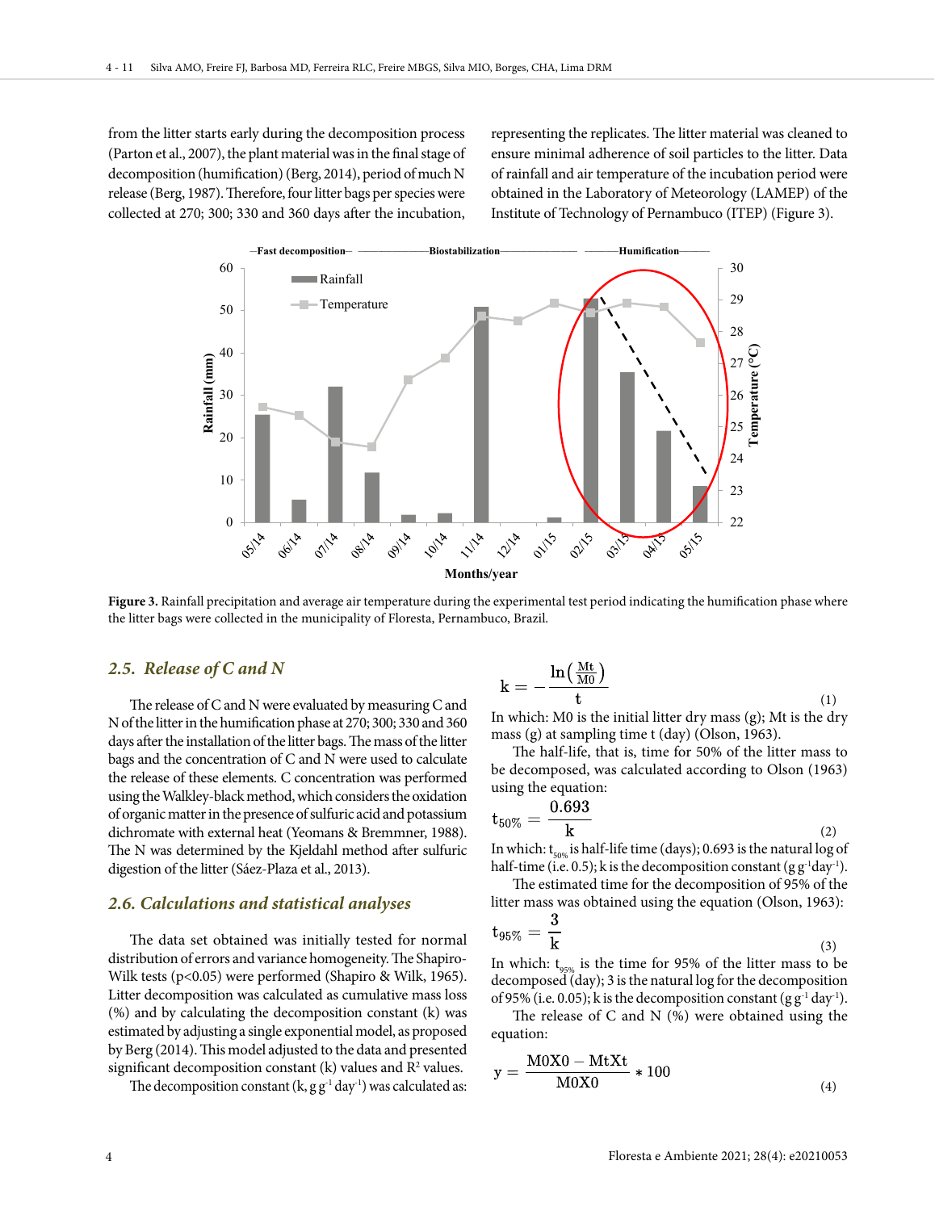from the litter starts early during the decomposition process (Parton et al., 2007), the plant material was in the final stage of decomposition (humification) (Berg, 2014), period of much N release (Berg, 1987). Therefore, four litter bags per species were collected at 270; 300; 330 and 360 days after the incubation, representing the replicates. The litter material was cleaned to ensure minimal adherence of soil particles to the litter. Data of rainfall and air temperature of the incubation period were obtained in the Laboratory of Meteorology (LAMEP) of the Institute of Technology of Pernambuco (ITEP) (Figure 3).

**Figure 3.** Rainfall precipitation and average air temperature during the experimental test period indicating the humification phase where the litter bags were collected in the municipality of Floresta, Pernambuco, Brazil.

## *2.5. Release of C and N*

The release of C and N were evaluated by measuring C and N of the litter in the humification phase at 270; 300; 330 and 360 days after the installation of the litter bags. The mass of the litter bags and the concentration of C and N were used to calculate the release of these elements. C concentration was performed using the Walkley-black method, which considers the oxidation of organic matter in the presence of sulfuric acid and potassium dichromate with external heat (Yeomans & Bremmner, 1988). The N was determined by the Kjeldahl method after sulfuric digestion of the litter (Sáez-Plaza et al., 2013).

## *2.6. Calculations and statistical analyses*

The data set obtained was initially tested for normal distribution of errors and variance homogeneity. The Shapiro-Wilk tests ($p<0.05$) were performed (Shapiro & Wilk, 1965). Litter decomposition was calculated as cumulative mass loss (%) and by calculating the decomposition constant (k) was estimated by adjusting a single exponential model, as proposed by Berg (2014). This model adjusted to the data and presented significant decomposition constant (k) values and $R^2$ values.

The decomposition constant (k, g $g^{-1}$ $day^{-1}$) was calculated as:

$$k = -\frac{\ln\left(\frac{Mt}{M0}\right)}{t} \quad (1)$$

In which: M0 is the initial litter dry mass (g); Mt is the dry mass (g) at sampling time t (day) (Olson, 1963).

The half-life, that is, time for 50% of the litter mass to be decomposed, was calculated according to Olson (1963) using the equation:

$$t_{50\%} = \frac{0.693}{k} \quad (2)$$

In which: $t_{50\%}$ is half-life time (days); 0.693 is the natural log of half-time (i.e. 0.5); k is the decomposition constant (g $g^{-1}$ $day^{-1}$).

The estimated time for the decomposition of 95% of the litter mass was obtained using the equation (Olson, 1963):

$$t_{95\%} = \frac{3}{k} \quad (3)$$

In which: $t_{95\%}$ is the time for 95% of the litter mass to be decomposed (day); 3 is the natural log for the decomposition of 95% (i.e. 0.05); k is the decomposition constant (g $g^{-1}$ $day^{-1}$).

The release of C and N (%) were obtained using the equation:

$$y = \frac{M0X0 - MtXt}{M0X0} * 100 \quad (4)$$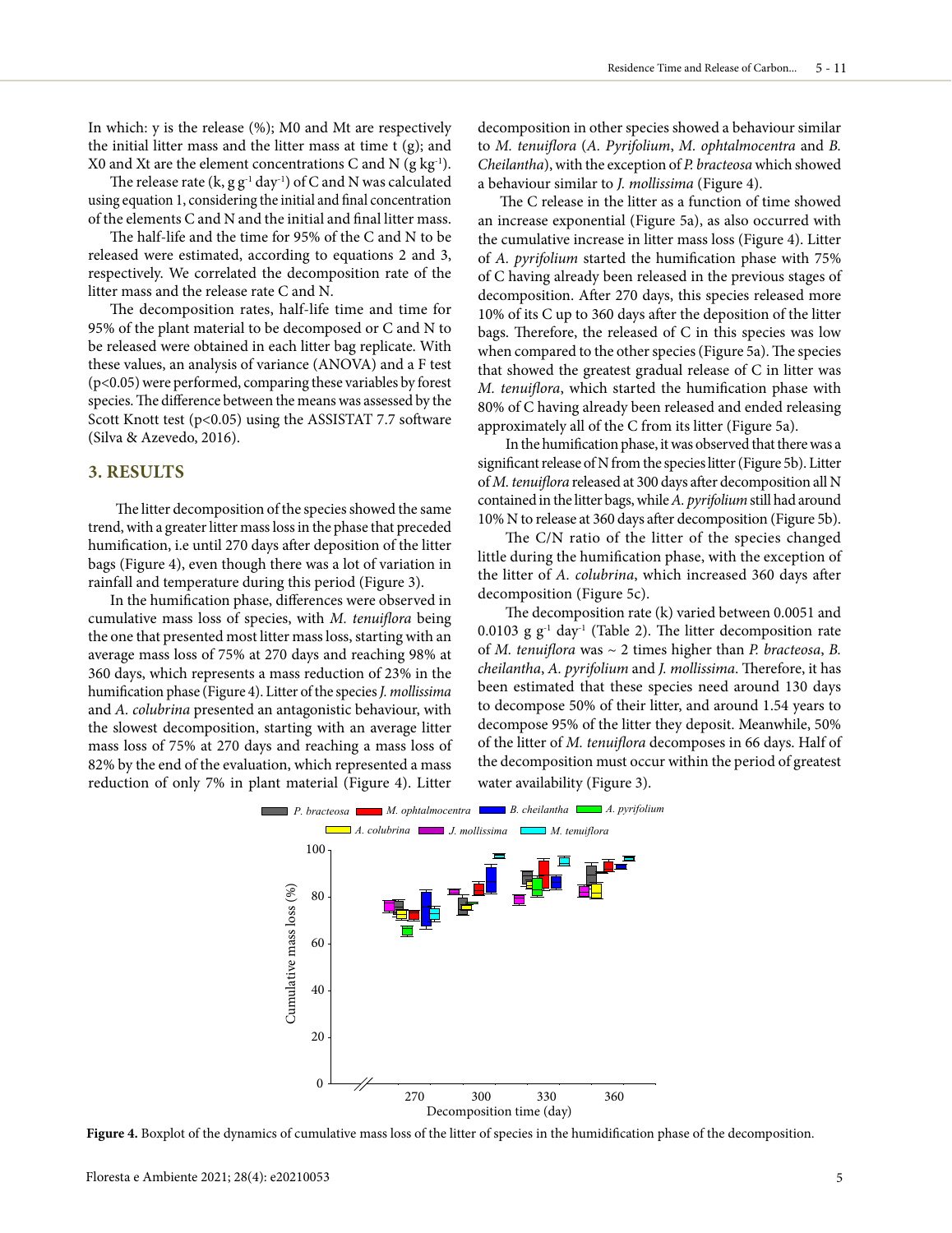In which: y is the release (%); M0 and Mt are respectively the initial litter mass and the litter mass at time t (g); and X0 and Xt are the element concentrations C and N (g kg$^{-1}$).

The release rate (k, g g$^{-1}$ day$^{-1}$) of C and N was calculated using equation 1, considering the initial and final concentration of the elements C and N and the initial and final litter mass.

The half-life and the time for 95% of the C and N to be released were estimated, according to equations 2 and 3, respectively. We correlated the decomposition rate of the litter mass and the release rate C and N.

The decomposition rates, half-life time and time for 95% of the plant material to be decomposed or C and N to be released were obtained in each litter bag replicate. With these values, an analysis of variance (ANOVA) and a F test ($p<0.05$) were performed, comparing these variables by forest species. The difference between the means was assessed by the Scott Knott test ($p<0.05$) using the ASSISTAT 7.7 software (Silva & Azevedo, 2016).

## 3. RESULTS

The litter decomposition of the species showed the same trend, with a greater litter mass loss in the phase that preceded humification, i.e until 270 days after deposition of the litter bags (Figure 4), even though there was a lot of variation in rainfall and temperature during this period (Figure 3).

In the humification phase, differences were observed in cumulative mass loss of species, with *M. tenuiflora* being the one that presented most litter mass loss, starting with an average mass loss of 75% at 270 days and reaching 98% at 360 days, which represents a mass reduction of 23% in the humification phase (Figure 4). Litter of the species *J. mollissima* and *A. colubrina* presented an antagonistic behaviour, with the slowest decomposition, starting with an average litter mass loss of 75% at 270 days and reaching a mass loss of 82% by the end of the evaluation, which represented a mass reduction of only 7% in plant material (Figure 4). Litter decomposition in other species showed a behaviour similar to *M. tenuiflora* (*A. Pyrifolium*, *M. ophtalmocentra* and *B. Cheilantha*), with the exception of *P. bracteosa* which showed a behaviour similar to *J. mollissima* (Figure 4).

The C release in the litter as a function of time showed an increase exponential (Figure 5a), as also occurred with the cumulative increase in litter mass loss (Figure 4). Litter of *A. pyrifolium* started the humification phase with 75% of C having already been released in the previous stages of decomposition. After 270 days, this species released more 10% of its C up to 360 days after the deposition of the litter bags. Therefore, the released of C in this species was low when compared to the other species (Figure 5a). The species that showed the greatest gradual release of C in litter was *M. tenuiflora*, which started the humification phase with 80% of C having already been released and ended releasing approximately all of the C from its litter (Figure 5a).

In the humification phase, it was observed that there was a significant release of N from the species litter (Figure 5b). Litter of *M. tenuiflora* released at 300 days after decomposition all N contained in the litter bags, while *A. pyrifolium* still had around 10% N to release at 360 days after decomposition (Figure 5b).

The C/N ratio of the litter of the species changed little during the humification phase, with the exception of the litter of *A. colubrina*, which increased 360 days after decomposition (Figure 5c).

The decomposition rate (k) varied between 0.0051 and 0.0103 g g$^{-1}$ day$^{-1}$ (Table 2). The litter decomposition rate of *M. tenuiflora* was ~ 2 times higher than *P. bracteosa*, *B. cheilantha*, *A. pyrifolium* and *J. mollissima*. Therefore, it has been estimated that these species need around 130 days to decompose 50% of their litter, and around 1.54 years to decompose 95% of the litter they deposit. Meanwhile, 50% of the litter of *M. tenuiflora* decomposes in 66 days. Half of the decomposition must occur within the period of greatest water availability (Figure 3).

**Figure 4.** Boxplot of the dynamics of cumulative mass loss of the litter of species in the humidification phase of the decomposition.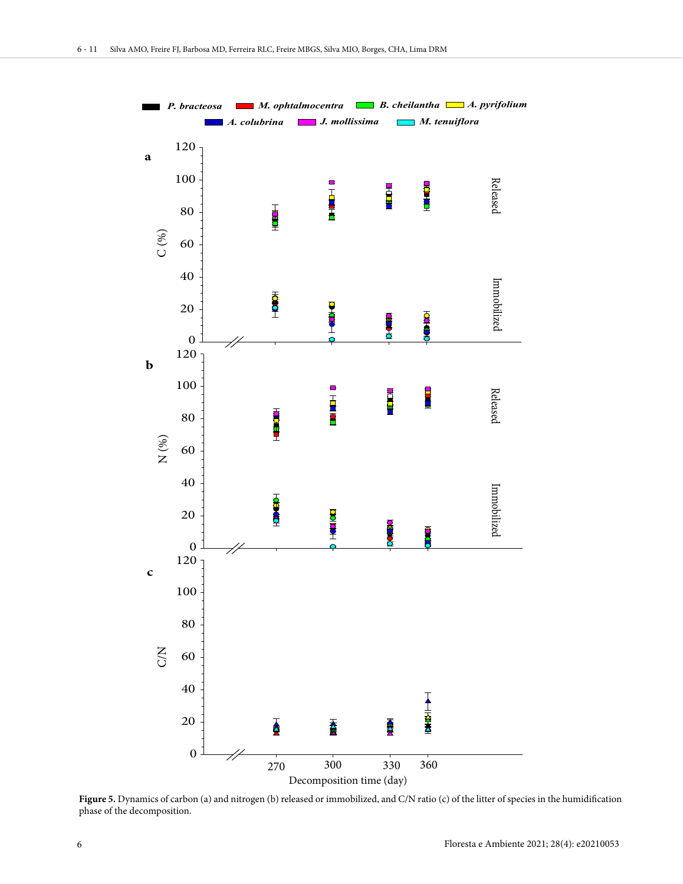**Figure 5.** Dynamics of carbon (a) and nitrogen (b) released or immobilized, and C/N ratio (c) of the litter of species in the humidification phase of the decomposition.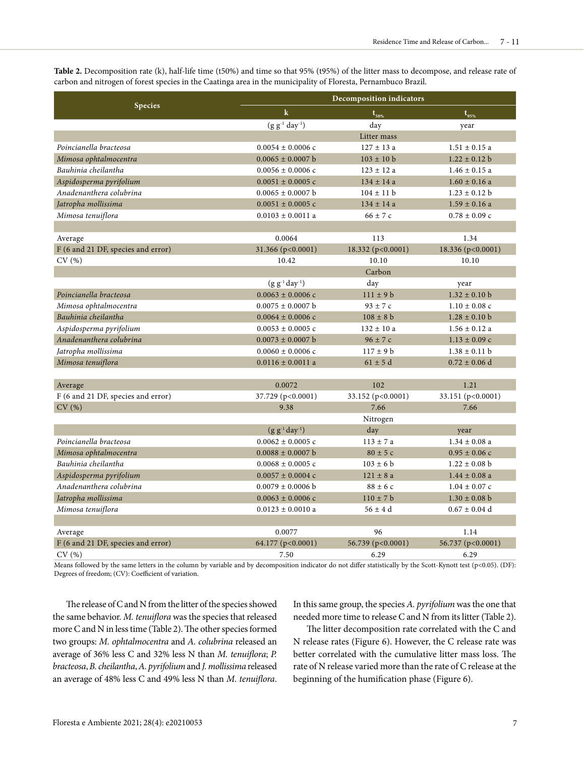**Table 2.** Decomposition rate (k), half-life time (t50%) and time so that 95% (t95%) of the litter mass to decompose, and release rate of carbon and nitrogen of forest species in the Caatinga area in the municipality of Floresta, Pernambuco Brazil.

| Species | Decomposition indicators | | |
|---|---|---|---|
| | k | $t_{50\%}$ | $t_{95\%}$ |
| | ($g\ g^{-1}\ day^{-1}$) | day | year |
| | | Litter mass | |
| *Poincianella bracteosa* | 0.0054 ± 0.0006 c | 127 ± 13 a | 1.51 ± 0.15 a |
| *Mimosa ophtalmocentra* | 0.0065 ± 0.0007 b | 103 ± 10 b | 1.22 ± 0.12 b |
| *Bauhinia cheilantha* | 0.0056 ± 0.0006 c | 123 ± 12 a | 1.46 ± 0.15 a |
| *Aspidosperma pyrifolium* | 0.0051 ± 0.0005 c | 134 ± 14 a | 1.60 ± 0.16 a |
| *Anadenanthera colubrina* | 0.0065 ± 0.0007 b | 104 ± 11 b | 1.23 ± 0.12 b |
| *Jatropha mollissima* | 0.0051 ± 0.0005 c | 134 ± 14 a | 1.59 ± 0.16 a |
| *Mimosa tenuiflora* | 0.0103 ± 0.0011 a | 66 ± 7 c | 0.78 ± 0.09 c |
| Average | 0.0064 | 113 | 1.34 |
| F (6 and 21 DF, species and error) | 31.366 ($p<0.0001$) | 18.332 ($p<0.0001$) | 18.336 ($p<0.0001$) |
| CV (%) | 10.42 | 10.10 | 10.10 |
| | | Carbon | |
| | ($g\ g^{-1}\ day^{-1}$) | day | year |
| *Poincianella bracteosa* | 0.0063 ± 0.0006 c | 111 ± 9 b | 1.32 ± 0.10 b |
| *Mimosa ophtalmocentra* | 0.0075 ± 0.0007 b | 93 ± 7 c | 1.10 ± 0.08 c |
| *Bauhinia cheilantha* | 0.0064 ± 0.0006 c | 108 ± 8 b | 1.28 ± 0.10 b |
| *Aspidosperma pyrifolium* | 0.0053 ± 0.0005 c | 132 ± 10 a | 1.56 ± 0.12 a |
| *Anadenanthera colubrina* | 0.0073 ± 0.0007 b | 96 ± 7 c | 1.13 ± 0.09 c |
| *Jatropha mollissima* | 0.0060 ± 0.0006 c | 117 ± 9 b | 1.38 ± 0.11 b |
| *Mimosa tenuiflora* | 0.0116 ± 0.0011 a | 61 ± 5 d | 0.72 ± 0.06 d |
| Average | 0.0072 | 102 | 1.21 |
| F (6 and 21 DF, species and error) | 37.729 ($p<0.0001$) | 33.152 ($p<0.0001$) | 33.151 ($p<0.0001$) |
| CV (%) | 9.38 | 7.66 | 7.66 |
| | | Nitrogen | |
| | ($g\ g^{-1}\ day^{-1}$) | day | year |
| *Poincianella bracteosa* | 0.0062 ± 0.0005 c | 113 ± 7 a | 1.34 ± 0.08 a |
| *Mimosa ophtalmocentra* | 0.0088 ± 0.0007 b | 80 ± 5 c | 0.95 ± 0.06 c |
| *Bauhinia cheilantha* | 0.0068 ± 0.0005 c | 103 ± 6 b | 1.22 ± 0.08 b |
| *Aspidosperma pyrifolium* | 0.0057 ± 0.0004 c | 121 ± 8 a | 1.44 ± 0.08 a |
| *Anadenanthera colubrina* | 0.0079 ± 0.0006 b | 88 ± 6 c | 1.04 ± 0.07 c |
| *Jatropha mollissima* | 0.0063 ± 0.0006 c | 110 ± 7 b | 1.30 ± 0.08 b |
| *Mimosa tenuiflora* | 0.0123 ± 0.0010 a | 56 ± 4 d | 0.67 ± 0.04 d |
| Average | 0.0077 | 96 | 1.14 |
| F (6 and 21 DF, species and error) | 64.177 ($p<0.0001$) | 56.739 ($p<0.0001$) | 56.737 ($p<0.0001$) |
| CV (%) | 7.50 | 6.29 | 6.29 |

Means followed by the same letters in the column by variable and by decomposition indicator do not differ statistically by the Scott-Kynott test ($p<0.05$). (DF): Degrees of freedom; (CV): Coefficient of variation.

The release of C and N from the litter of the species showed the same behavior. *M. tenuiflora* was the species that released more C and N in less time (Table 2). The other species formed two groups: *M. ophtalmocentra* and *A. colubrina* released an average of 36% less C and 32% less N than *M. tenuiflora*; *P. bracteosa*, *B. cheilantha*, *A. pyrifolium* and *J. mollissima* released an average of 48% less C and 49% less N than *M. tenuiflora*. In this same group, the species *A. pyrifolium* was the one that needed more time to release C and N from its litter (Table 2).

The litter decomposition rate correlated with the C and N release rates (Figure 6). However, the C release rate was better correlated with the cumulative litter mass loss. The rate of N release varied more than the rate of C release at the beginning of the humification phase (Figure 6).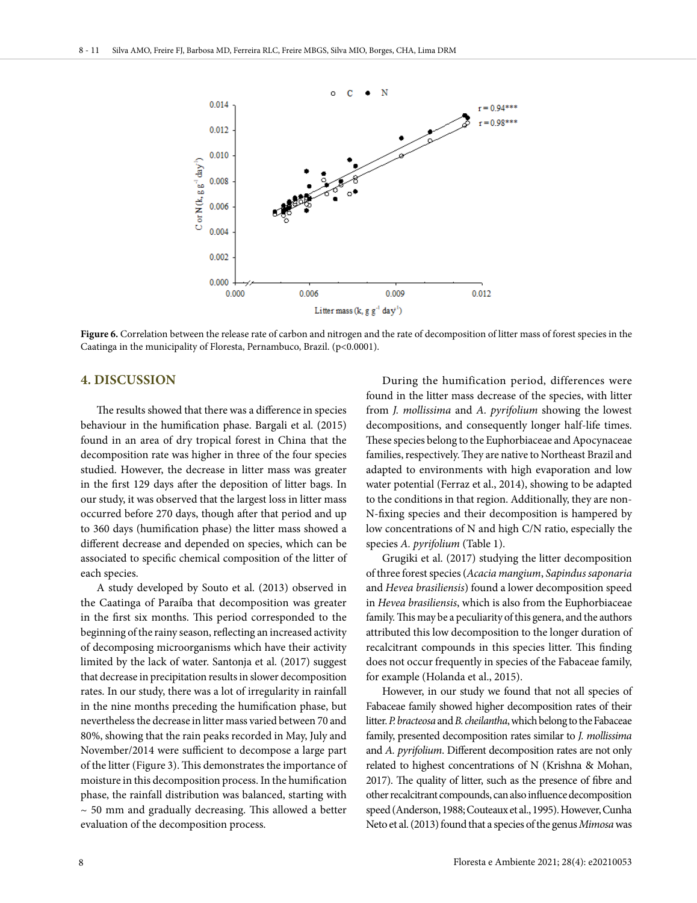**Figure 6.** Correlation between the release rate of carbon and nitrogen and the rate of decomposition of litter mass of forest species in the Caatinga in the municipality of Floresta, Pernambuco, Brazil. ($p<0.0001$).

## 4. DISCUSSION

The results showed that there was a difference in species behaviour in the humification phase. Bargali et al. (2015) found in an area of dry tropical forest in China that the decomposition rate was higher in three of the four species studied. However, the decrease in litter mass was greater in the first 129 days after the deposition of litter bags. In our study, it was observed that the largest loss in litter mass occurred before 270 days, though after that period and up to 360 days (humification phase) the litter mass showed a different decrease and depended on species, which can be associated to specific chemical composition of the litter of each species.

A study developed by Souto et al. (2013) observed in the Caatinga of Paraíba that decomposition was greater in the first six months. This period corresponded to the beginning of the rainy season, reflecting an increased activity of decomposing microorganisms which have their activity limited by the lack of water. Santonja et al. (2017) suggest that decrease in precipitation results in slower decomposition rates. In our study, there was a lot of irregularity in rainfall in the nine months preceding the humification phase, but nevertheless the decrease in litter mass varied between 70 and 80%, showing that the rain peaks recorded in May, July and November/2014 were sufficient to decompose a large part of the litter (Figure 3). This demonstrates the importance of moisture in this decomposition process. In the humification phase, the rainfall distribution was balanced, starting with ~ 50 mm and gradually decreasing. This allowed a better evaluation of the decomposition process.

During the humification period, differences were found in the litter mass decrease of the species, with litter from *J. mollissima* and *A. pyrifolium* showing the lowest decompositions, and consequently longer half-life times. These species belong to the Euphorbiaceae and Apocynaceae families, respectively. They are native to Northeast Brazil and adapted to environments with high evaporation and low water potential (Ferraz et al., 2014), showing to be adapted to the conditions in that region. Additionally, they are non-N-fixing species and their decomposition is hampered by low concentrations of N and high C/N ratio, especially the species *A. pyrifolium* (Table 1).

Grugiki et al. (2017) studying the litter decomposition of three forest species (*Acacia mangium*, *Sapindus saponaria* and *Hevea brasiliensis*) found a lower decomposition speed in *Hevea brasiliensis*, which is also from the Euphorbiaceae family. This may be a peculiarity of this genera, and the authors attributed this low decomposition to the longer duration of recalcitrant compounds in this species litter. This finding does not occur frequently in species of the Fabaceae family, for example (Holanda et al., 2015).

However, in our study we found that not all species of Fabaceae family showed higher decomposition rates of their litter. *P. bracteosa* and *B. cheilantha*, which belong to the Fabaceae family, presented decomposition rates similar to *J. mollissima* and *A. pyrifolium*. Different decomposition rates are not only related to highest concentrations of N (Krishna & Mohan, 2017). The quality of litter, such as the presence of fibre and other recalcitrant compounds, can also influence decomposition speed (Anderson, 1988; Couteaux et al., 1995). However, Cunha Neto et al. (2013) found that a species of the genus *Mimosa* was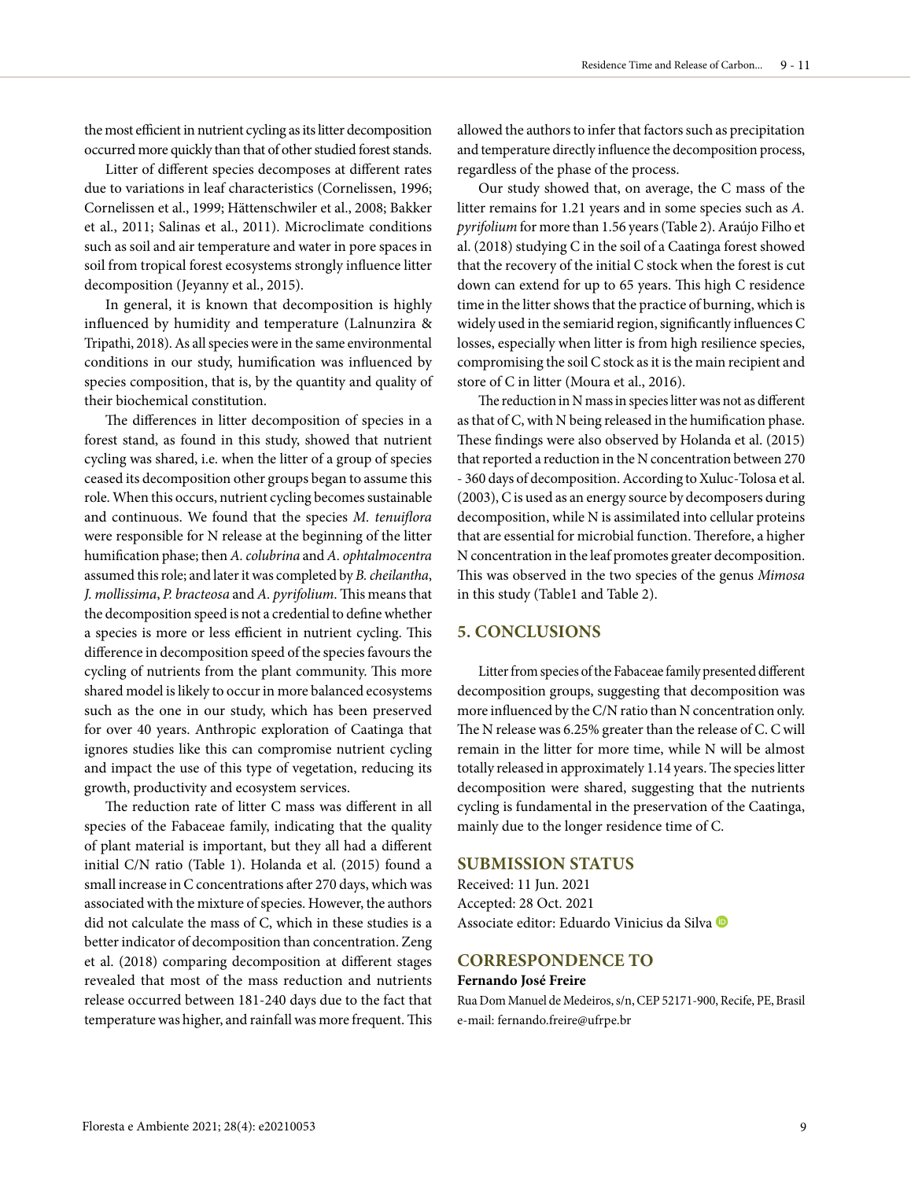the most efficient in nutrient cycling as its litter decomposition occurred more quickly than that of other studied forest stands.

Litter of different species decomposes at different rates due to variations in leaf characteristics (Cornelissen, 1996; Cornelissen et al., 1999; Hättenschwiler et al., 2008; Bakker et al., 2011; Salinas et al., 2011). Microclimate conditions such as soil and air temperature and water in pore spaces in soil from tropical forest ecosystems strongly influence litter decomposition (Jeyanny et al., 2015).

In general, it is known that decomposition is highly influenced by humidity and temperature (Lalnunzira & Tripathi, 2018). As all species were in the same environmental conditions in our study, humification was influenced by species composition, that is, by the quantity and quality of their biochemical constitution.

The differences in litter decomposition of species in a forest stand, as found in this study, showed that nutrient cycling was shared, i.e. when the litter of a group of species ceased its decomposition other groups began to assume this role. When this occurs, nutrient cycling becomes sustainable and continuous. We found that the species *M. tenuiflora* were responsible for N release at the beginning of the litter humification phase; then *A. colubrina* and *A. ophtalmocentra* assumed this role; and later it was completed by *B. cheilantha*, *J. mollissima*, *P. bracteosa* and *A. pyrifolium*. This means that the decomposition speed is not a credential to define whether a species is more or less efficient in nutrient cycling. This difference in decomposition speed of the species favours the cycling of nutrients from the plant community. This more shared model is likely to occur in more balanced ecosystems such as the one in our study, which has been preserved for over 40 years. Anthropic exploration of Caatinga that ignores studies like this can compromise nutrient cycling and impact the use of this type of vegetation, reducing its growth, productivity and ecosystem services.

The reduction rate of litter C mass was different in all species of the Fabaceae family, indicating that the quality of plant material is important, but they all had a different initial C/N ratio (Table 1). Holanda et al. (2015) found a small increase in C concentrations after 270 days, which was associated with the mixture of species. However, the authors did not calculate the mass of C, which in these studies is a better indicator of decomposition than concentration. Zeng et al. (2018) comparing decomposition at different stages revealed that most of the mass reduction and nutrients release occurred between 181-240 days due to the fact that temperature was higher, and rainfall was more frequent. This allowed the authors to infer that factors such as precipitation and temperature directly influence the decomposition process, regardless of the phase of the process.

Our study showed that, on average, the C mass of the litter remains for 1.21 years and in some species such as *A. pyrifolium* for more than 1.56 years (Table 2). Araújo Filho et al. (2018) studying C in the soil of a Caatinga forest showed that the recovery of the initial C stock when the forest is cut down can extend for up to 65 years. This high C residence time in the litter shows that the practice of burning, which is widely used in the semiarid region, significantly influences C losses, especially when litter is from high resilience species, compromising the soil C stock as it is the main recipient and store of C in litter (Moura et al., 2016).

The reduction in N mass in species litter was not as different as that of C, with N being released in the humification phase. These findings were also observed by Holanda et al. (2015) that reported a reduction in the N concentration between 270 - 360 days of decomposition. According to Xuluc-Tolosa et al. (2003), C is used as an energy source by decomposers during decomposition, while N is assimilated into cellular proteins that are essential for microbial function. Therefore, a higher N concentration in the leaf promotes greater decomposition. This was observed in the two species of the genus *Mimosa* in this study (Table1 and Table 2).

## 5. CONCLUSIONS

Litter from species of the Fabaceae family presented different decomposition groups, suggesting that decomposition was more influenced by the C/N ratio than N concentration only. The N release was 6.25% greater than the release of C. C will remain in the litter for more time, while N will be almost totally released in approximately 1.14 years. The species litter decomposition were shared, suggesting that the nutrients cycling is fundamental in the preservation of the Caatinga, mainly due to the longer residence time of C.

## SUBMISSION STATUS

Received: 11 Jun. 2021
Accepted: 28 Oct. 2021
Associate editor: Eduardo Vinicius da Silva

## CORRESPONDENCE TO

**Fernando José Freire**

Rua Dom Manuel de Medeiros, s/n, CEP 52171-900, Recife, PE, Brasil
e-mail: fernando.freire@ufrpe.br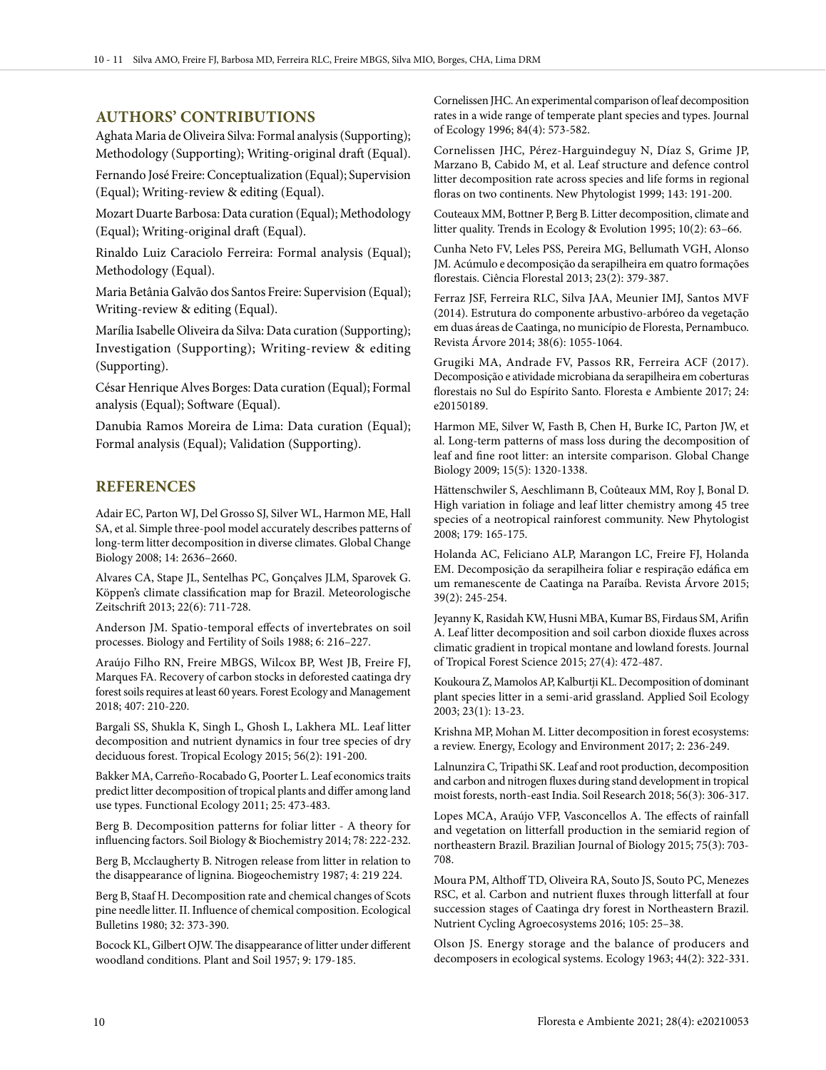## AUTHORS' CONTRIBUTIONS

Aghata Maria de Oliveira Silva: Formal analysis (Supporting); Methodology (Supporting); Writing-original draft (Equal).

Fernando José Freire: Conceptualization (Equal); Supervision (Equal); Writing-review & editing (Equal).

Mozart Duarte Barbosa: Data curation (Equal); Methodology (Equal); Writing-original draft (Equal).

Rinaldo Luiz Caraciolo Ferreira: Formal analysis (Equal); Methodology (Equal).

Maria Betânia Galvão dos Santos Freire: Supervision (Equal); Writing-review & editing (Equal).

Marília Isabelle Oliveira da Silva: Data curation (Supporting); Investigation (Supporting); Writing-review & editing (Supporting).

César Henrique Alves Borges: Data curation (Equal); Formal analysis (Equal); Software (Equal).

Danubia Ramos Moreira de Lima: Data curation (Equal); Formal analysis (Equal); Validation (Supporting).

## REFERENCES

Adair EC, Parton WJ, Del Grosso SJ, Silver WL, Harmon ME, Hall SA, et al. Simple three-pool model accurately describes patterns of long-term litter decomposition in diverse climates. Global Change Biology 2008; 14: 2636–2660.

Alvares CA, Stape JL, Sentelhas PC, Gonçalves JLM, Sparovek G. Köppen's climate classification map for Brazil. Meteorologische Zeitschrift 2013; 22(6): 711-728.

Anderson JM. Spatio-temporal effects of invertebrates on soil processes. Biology and Fertility of Soils 1988; 6: 216–227.

Araújo Filho RN, Freire MBGS, Wilcox BP, West JB, Freire FJ, Marques FA. Recovery of carbon stocks in deforested caatinga dry forest soils requires at least 60 years. Forest Ecology and Management 2018; 407: 210-220.

Bargali SS, Shukla K, Singh L, Ghosh L, Lakhera ML. Leaf litter decomposition and nutrient dynamics in four tree species of dry deciduous forest. Tropical Ecology 2015; 56(2): 191-200.

Bakker MA, Carreño-Rocabado G, Poorter L. Leaf economics traits predict litter decomposition of tropical plants and differ among land use types. Functional Ecology 2011; 25: 473-483.

Berg B. Decomposition patterns for foliar litter - A theory for influencing factors. Soil Biology & Biochemistry 2014; 78: 222-232.

Berg B, Mcclaugherty B. Nitrogen release from litter in relation to the disappearance of lignina. Biogeochemistry 1987; 4: 219 224.

Berg B, Staaf H. Decomposition rate and chemical changes of Scots pine needle litter. II. Influence of chemical composition. Ecological Bulletins 1980; 32: 373-390.

Bocock KL, Gilbert OJW. The disappearance of litter under different woodland conditions. Plant and Soil 1957; 9: 179-185.

Cornelissen JHC. An experimental comparison of leaf decomposition rates in a wide range of temperate plant species and types. Journal of Ecology 1996; 84(4): 573-582.

Cornelissen JHC, Pérez-Harguindeguy N, Díaz S, Grime JP, Marzano B, Cabido M, et al. Leaf structure and defence control litter decomposition rate across species and life forms in regional floras on two continents. New Phytologist 1999; 143: 191-200.

Couteaux MM, Bottner P, Berg B. Litter decomposition, climate and litter quality. Trends in Ecology & Evolution 1995; 10(2): 63–66.

Cunha Neto FV, Leles PSS, Pereira MG, Bellumath VGH, Alonso JM. Acúmulo e decomposição da serapilheira em quatro formações florestais. Ciência Florestal 2013; 23(2): 379-387.

Ferraz JSF, Ferreira RLC, Silva JAA, Meunier IMJ, Santos MVF (2014). Estrutura do componente arbustivo-arbóreo da vegetação em duas áreas de Caatinga, no município de Floresta, Pernambuco. Revista Árvore 2014; 38(6): 1055-1064.

Grugiki MA, Andrade FV, Passos RR, Ferreira ACF (2017). Decomposição e atividade microbiana da serapilheira em coberturas florestais no Sul do Espírito Santo. Floresta e Ambiente 2017; 24: e20150189.

Harmon ME, Silver W, Fasth B, Chen H, Burke IC, Parton JW, et al. Long-term patterns of mass loss during the decomposition of leaf and fine root litter: an intersite comparison. Global Change Biology 2009; 15(5): 1320-1338.

Hättenschwiler S, Aeschlimann B, Coûteaux MM, Roy J, Bonal D. High variation in foliage and leaf litter chemistry among 45 tree species of a neotropical rainforest community. New Phytologist 2008; 179: 165-175.

Holanda AC, Feliciano ALP, Marangon LC, Freire FJ, Holanda EM. Decomposição da serapilheira foliar e respiração edáfica em um remanescente de Caatinga na Paraíba. Revista Árvore 2015; 39(2): 245-254.

Jeyanny K, Rasidah KW, Husni MBA, Kumar BS, Firdaus SM, Arifin A. Leaf litter decomposition and soil carbon dioxide fluxes across climatic gradient in tropical montane and lowland forests. Journal of Tropical Forest Science 2015; 27(4): 472-487.

Koukoura Z, Mamolos AP, Kalburtji KL. Decomposition of dominant plant species litter in a semi-arid grassland. Applied Soil Ecology 2003; 23(1): 13-23.

Krishna MP, Mohan M. Litter decomposition in forest ecosystems: a review. Energy, Ecology and Environment 2017; 2: 236-249.

Lalnunzira C, Tripathi SK. Leaf and root production, decomposition and carbon and nitrogen fluxes during stand development in tropical moist forests, north-east India. Soil Research 2018; 56(3): 306-317.

Lopes MCA, Araújo VFP, Vasconcellos A. The effects of rainfall and vegetation on litterfall production in the semiarid region of northeastern Brazil. Brazilian Journal of Biology 2015; 75(3): 703-708.

Moura PM, Althoff TD, Oliveira RA, Souto JS, Souto PC, Menezes RSC, et al. Carbon and nutrient fluxes through litterfall at four succession stages of Caatinga dry forest in Northeastern Brazil. Nutrient Cycling Agroecosystems 2016; 105: 25–38.

Olson JS. Energy storage and the balance of producers and decomposers in ecological systems. Ecology 1963; 44(2): 322-331.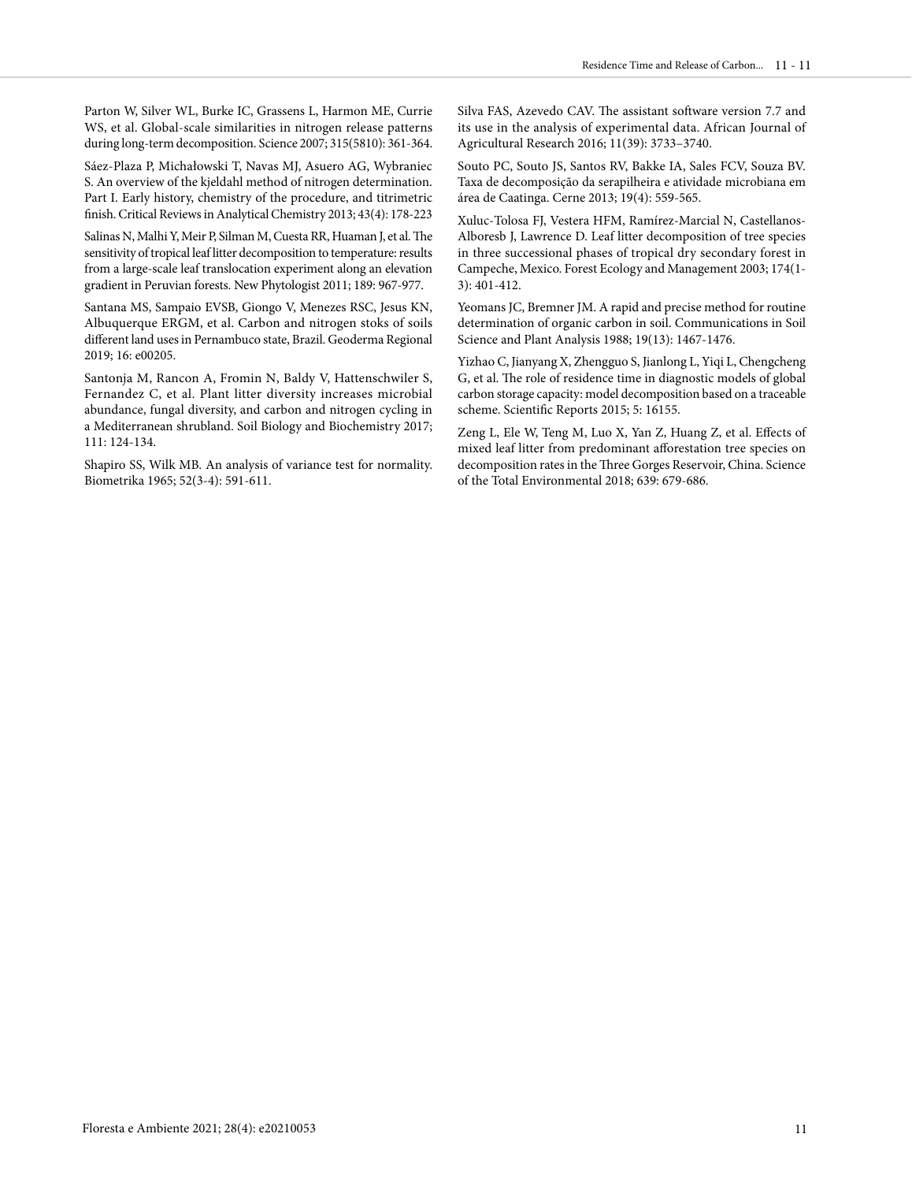Parton W, Silver WL, Burke IC, Grassens L, Harmon ME, Currie WS, et al. Global-scale similarities in nitrogen release patterns during long-term decomposition. Science 2007; 315(5810): 361-364.

Sáez-Plaza P, Michałowski T, Navas MJ, Asuero AG, Wybraniec S. An overview of the kjeldahl method of nitrogen determination. Part I. Early history, chemistry of the procedure, and titrimetric finish. Critical Reviews in Analytical Chemistry 2013; 43(4): 178-223

Salinas N, Malhi Y, Meir P, Silman M, Cuesta RR, Huaman J, et al. The sensitivity of tropical leaf litter decomposition to temperature: results from a large-scale leaf translocation experiment along an elevation gradient in Peruvian forests. New Phytologist 2011; 189: 967-977.

Santana MS, Sampaio EVSB, Giongo V, Menezes RSC, Jesus KN, Albuquerque ERGM, et al. Carbon and nitrogen stoks of soils different land uses in Pernambuco state, Brazil. Geoderma Regional 2019; 16: e00205.

Santonja M, Rancon A, Fromin N, Baldy V, Hattenschwiler S, Fernandez C, et al. Plant litter diversity increases microbial abundance, fungal diversity, and carbon and nitrogen cycling in a Mediterranean shrubland. Soil Biology and Biochemistry 2017; 111: 124-134.

Shapiro SS, Wilk MB. An analysis of variance test for normality. Biometrika 1965; 52(3-4): 591-611.

Silva FAS, Azevedo CAV. The assistant software version 7.7 and its use in the analysis of experimental data. African Journal of Agricultural Research 2016; 11(39): 3733–3740.

Souto PC, Souto JS, Santos RV, Bakke IA, Sales FCV, Souza BV. Taxa de decomposição da serapilheira e atividade microbiana em área de Caatinga. Cerne 2013; 19(4): 559-565.

Xuluc-Tolosa FJ, Vestera HFM, Ramírez-Marcial N, Castellanos-Alboresb J, Lawrence D. Leaf litter decomposition of tree species in three successional phases of tropical dry secondary forest in Campeche, Mexico. Forest Ecology and Management 2003; 174(1-3): 401-412.

Yeomans JC, Bremner JM. A rapid and precise method for routine determination of organic carbon in soil. Communications in Soil Science and Plant Analysis 1988; 19(13): 1467-1476.

Yizhao C, Jianyang X, Zhengguo S, Jianlong L, Yiqi L, Chengcheng G, et al. The role of residence time in diagnostic models of global carbon storage capacity: model decomposition based on a traceable scheme. Scientific Reports 2015; 5: 16155.

Zeng L, Ele W, Teng M, Luo X, Yan Z, Huang Z, et al. Effects of mixed leaf litter from predominant afforestation tree species on decomposition rates in the Three Gorges Reservoir, China. Science of the Total Environmental 2018; 639: 679-686.